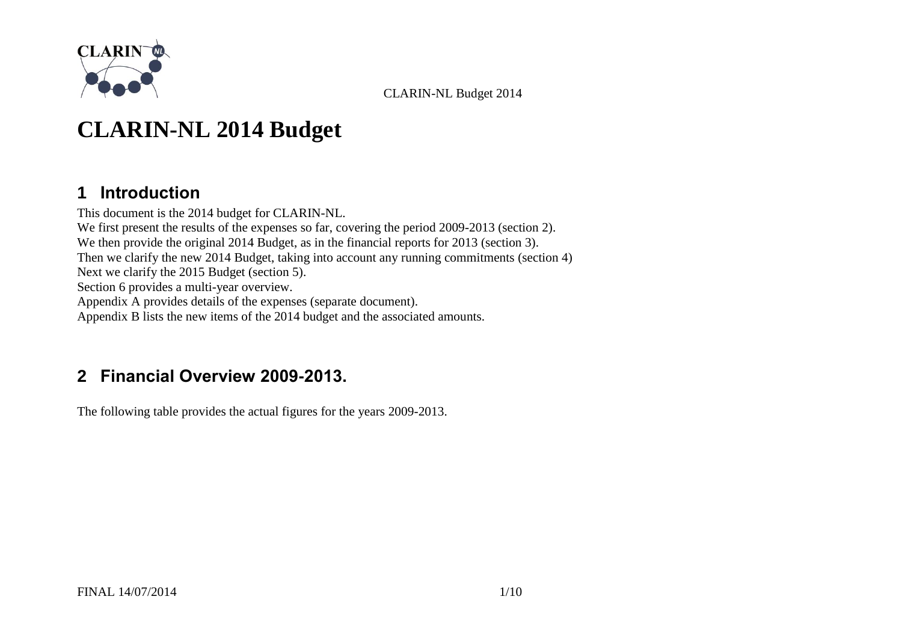# CLARIN-NL 2014 Budget

## 1 Introduction

This document is the 2014 budget for CLARIN-NL.
We first present the results of the expenses so far, covering the period 2009-2013 (section 2).
We then provide the original 2014 Budget, as in the financial reports for 2013 (section 3).
Then we clarify the new 2014 Budget, taking into account any running commitments (section 4)
Next we clarify the 2015 Budget (section 5).
Section 6 provides a multi-year overview.
Appendix A provides details of the expenses (separate document).
Appendix B lists the new items of the 2014 budget and the associated amounts.

## 2 Financial Overview 2009-2013.

The following table provides the actual figures for the years 2009-2013.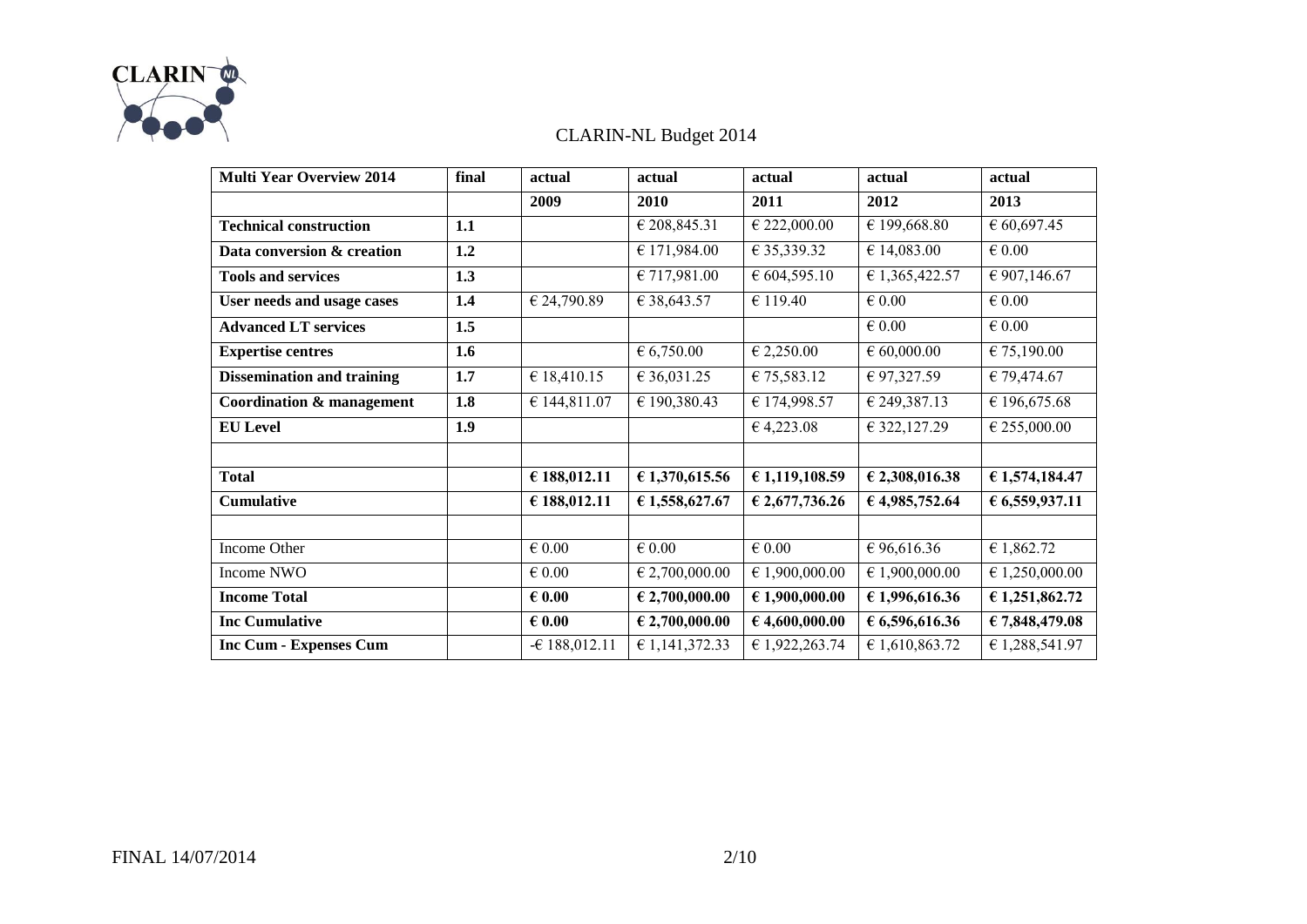# CLARIN-NL Budget 2014

| **Multi Year Overview 2014** | **final** | **actual** | **actual** | **actual** | **actual** | **actual** |
| --- | --- | --- | --- | --- | --- | --- |
| | | **2009** | **2010** | **2011** | **2012** | **2013** |
| **Technical construction** | **1.1** | | € 208,845.31 | € 222,000.00 | € 199,668.80 | € 60,697.45 |
| **Data conversion & creation** | **1.2** | | € 171,984.00 | € 35,339.32 | € 14,083.00 | € 0.00 |
| **Tools and services** | **1.3** | | € 717,981.00 | € 604,595.10 | € 1,365,422.57 | € 907,146.67 |
| **User needs and usage cases** | **1.4** | € 24,790.89 | € 38,643.57 | € 119.40 | € 0.00 | € 0.00 |
| **Advanced LT services** | **1.5** | | | | € 0.00 | € 0.00 |
| **Expertise centres** | **1.6** | | € 6,750.00 | € 2,250.00 | € 60,000.00 | € 75,190.00 |
| **Dissemination and training** | **1.7** | € 18,410.15 | € 36,031.25 | € 75,583.12 | € 97,327.59 | € 79,474.67 |
| **Coordination & management** | **1.8** | € 144,811.07 | € 190,380.43 | € 174,998.57 | € 249,387.13 | € 196,675.68 |
| **EU Level** | **1.9** | | | € 4,223.08 | € 322,127.29 | € 255,000.00 |
| | | | | | | |
| **Total** | | **€ 188,012.11** | **€ 1,370,615.56** | **€ 1,119,108.59** | **€ 2,308,016.38** | **€ 1,574,184.47** |
| **Cumulative** | | **€ 188,012.11** | **€ 1,558,627.67** | **€ 2,677,736.26** | **€ 4,985,752.64** | **€ 6,559,937.11** |
| | | | | | | |
| Income Other | | € 0.00 | € 0.00 | € 0.00 | € 96,616.36 | € 1,862.72 |
| Income NWO | | € 0.00 | € 2,700,000.00 | € 1,900,000.00 | € 1,900,000.00 | € 1,250,000.00 |
| **Income Total** | | **€ 0.00** | **€ 2,700,000.00** | **€ 1,900,000.00** | **€ 1,996,616.36** | **€ 1,251,862.72** |
| **Inc Cumulative** | | **€ 0.00** | **€ 2,700,000.00** | **€ 4,600,000.00** | **€ 6,596,616.36** | **€ 7,848,479.08** |
| **Inc Cum - Expenses Cum** | | -€ 188,012.11 | € 1,141,372.33 | € 1,922,263.74 | € 1,610,863.72 | € 1,288,541.97 |

FINAL 14/07/2014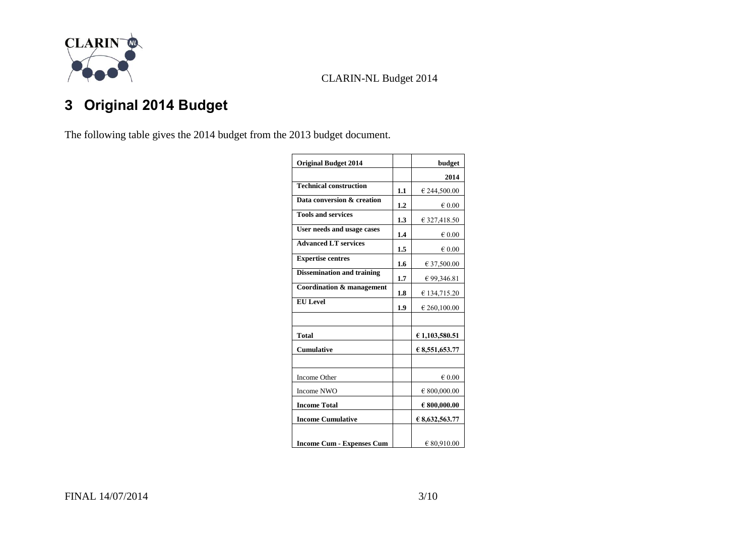# 3 Original 2014 Budget

The following table gives the 2014 budget from the 2013 budget document.

| **Original Budget 2014** | | **budget** |
|---|---|---|
| | | **2014** |
| **Technical construction** | **1.1** | € 244,500.00 |
| **Data conversion & creation** | **1.2** | € 0.00 |
| **Tools and services** | **1.3** | € 327,418.50 |
| **User needs and usage cases** | **1.4** | € 0.00 |
| **Advanced LT services** | **1.5** | € 0.00 |
| **Expertise centres** | **1.6** | € 37,500.00 |
| **Dissemination and training** | **1.7** | € 99,346.81 |
| **Coordination & management** | **1.8** | € 134,715.20 |
| **EU Level** | **1.9** | € 260,100.00 |
| | | |
| **Total** | | **€ 1,103,580.51** |
| **Cumulative** | | **€ 8,551,653.77** |
| | | |
| Income Other | | € 0.00 |
| Income NWO | | € 800,000.00 |
| **Income Total** | | **€ 800,000.00** |
| **Income Cumulative** | | **€ 8,632,563.77** |
| **Income Cum - Expenses Cum** | | € 80,910.00 |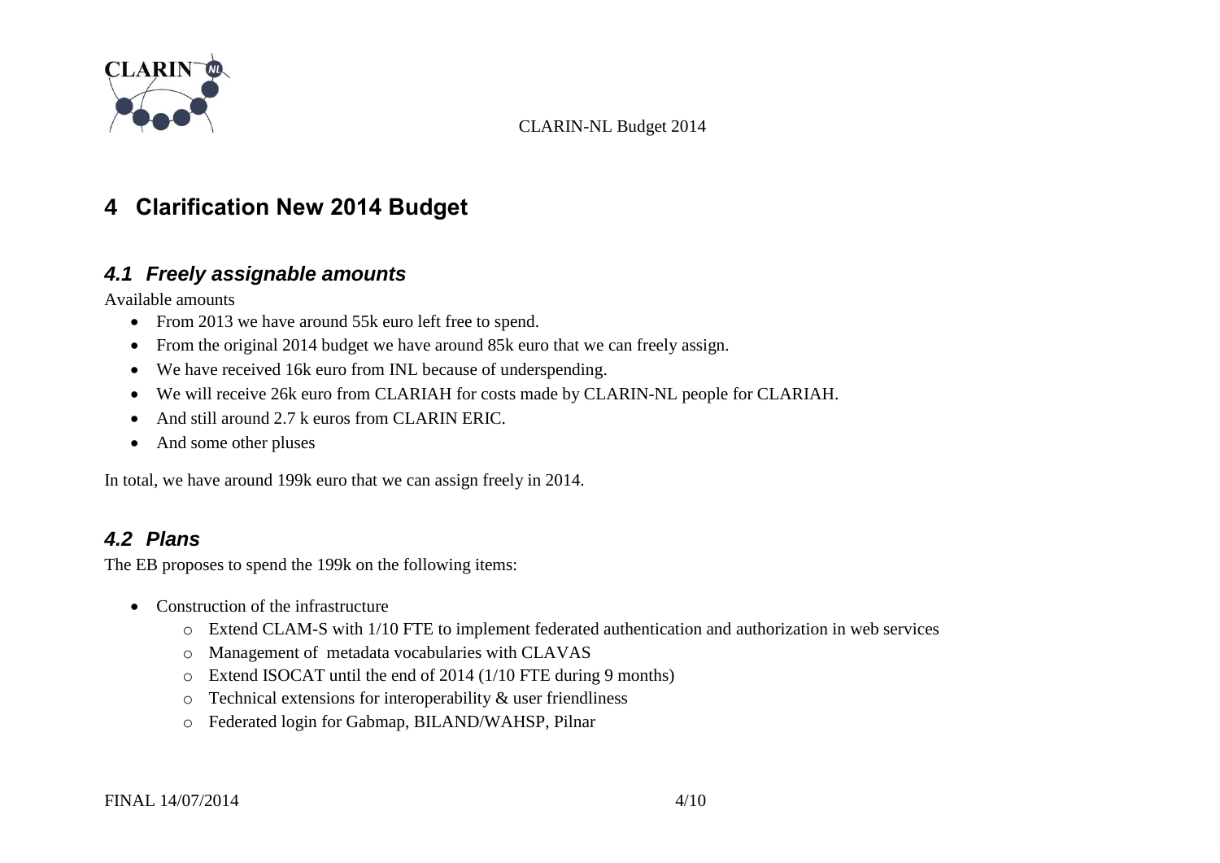# 4 Clarification New 2014 Budget

## *4.1 Freely assignable amounts*

Available amounts

- From 2013 we have around 55k euro left free to spend.
- From the original 2014 budget we have around 85k euro that we can freely assign.
- We have received 16k euro from INL because of underspending.
- We will receive 26k euro from CLARIAH for costs made by CLARIN-NL people for CLARIAH.
- And still around 2.7 k euros from CLARIN ERIC.
- And some other pluses

In total, we have around 199k euro that we can assign freely in 2014.

## *4.2 Plans*

The EB proposes to spend the 199k on the following items:

- Construction of the infrastructure
  - Extend CLAM-S with 1/10 FTE to implement federated authentication and authorization in web services
  - Management of metadata vocabularies with CLAVAS
  - Extend ISOCAT until the end of 2014 (1/10 FTE during 9 months)
  - Technical extensions for interoperability & user friendliness
  - Federated login for Gabmap, BILAND/WAHSP, Pilnar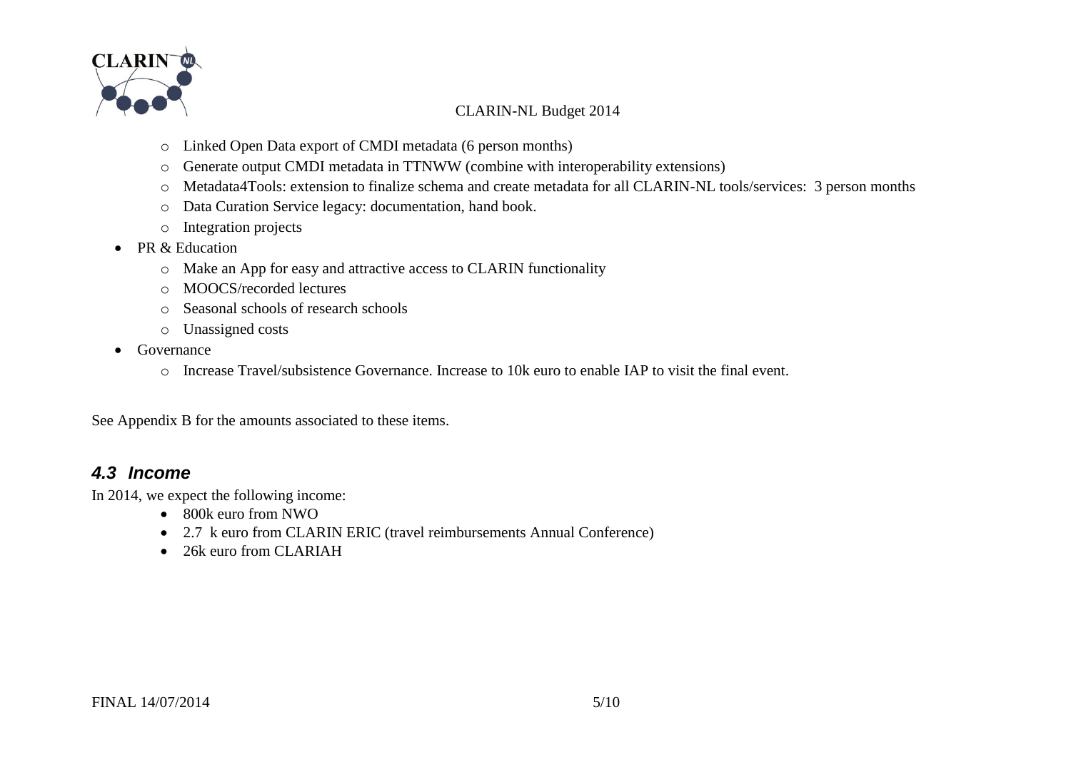- Linked Open Data export of CMDI metadata (6 person months)
  - Generate output CMDI metadata in TTNWW (combine with interoperability extensions)
  - Metadata4Tools: extension to finalize schema and create metadata for all CLARIN-NL tools/services: 3 person months
  - Data Curation Service legacy: documentation, hand book.
  - Integration projects
- PR & Education
  - Make an App for easy and attractive access to CLARIN functionality
  - MOOCS/recorded lectures
  - Seasonal schools of research schools
  - Unassigned costs
- Governance
  - Increase Travel/subsistence Governance. Increase to 10k euro to enable IAP to visit the final event.

See Appendix B for the amounts associated to these items.

### *4.3 Income*

In 2014, we expect the following income:

- 800k euro from NWO
- 2.7 k euro from CLARIN ERIC (travel reimbursements Annual Conference)
- 26k euro from CLARIAH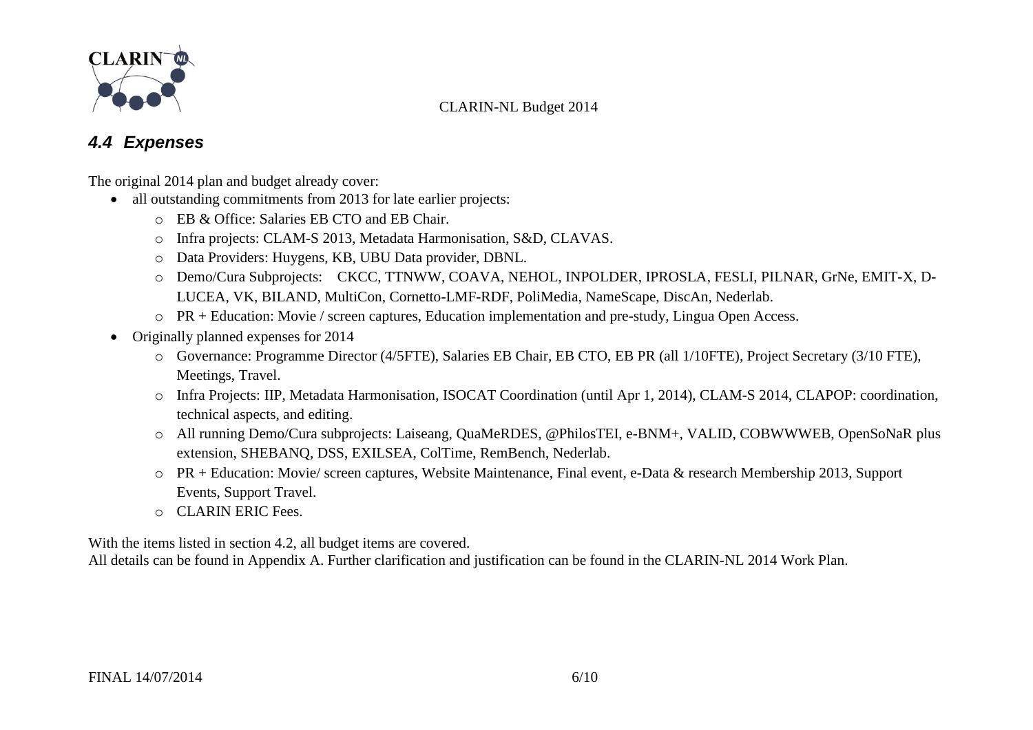## *4.4 Expenses*

The original 2014 plan and budget already cover:

- all outstanding commitments from 2013 for late earlier projects:
  - EB & Office: Salaries EB CTO and EB Chair.
  - Infra projects: CLAM-S 2013, Metadata Harmonisation, S&D, CLAVAS.
  - Data Providers: Huygens, KB, UBU Data provider, DBNL.
  - Demo/Cura Subprojects: CKCC, TTNWW, COAVA, NEHOL, INPOLDER, IPROSLA, FESLI, PILNAR, GrNe, EMIT-X, D-LUCEA, VK, BILAND, MultiCon, Cornetto-LMF-RDF, PoliMedia, NameScape, DiscAn, Nederlab.
  - PR + Education: Movie / screen captures, Education implementation and pre-study, Lingua Open Access.
- Originally planned expenses for 2014
  - Governance: Programme Director (4/5FTE), Salaries EB Chair, EB CTO, EB PR (all 1/10FTE), Project Secretary (3/10 FTE), Meetings, Travel.
  - Infra Projects: IIP, Metadata Harmonisation, ISOCAT Coordination (until Apr 1, 2014), CLAM-S 2014, CLAPOP: coordination, technical aspects, and editing.
  - All running Demo/Cura subprojects: Laiseang, QuaMeRDES, @PhilosTEI, e-BNM+, VALID, COBWWWEB, OpenSoNaR plus extension, SHEBANQ, DSS, EXILSEA, ColTime, RemBench, Nederlab.
  - PR + Education: Movie/ screen captures, Website Maintenance, Final event, e-Data & research Membership 2013, Support Events, Support Travel.
  - CLARIN ERIC Fees.

With the items listed in section 4.2, all budget items are covered.
All details can be found in Appendix A. Further clarification and justification can be found in the CLARIN-NL 2014 Work Plan.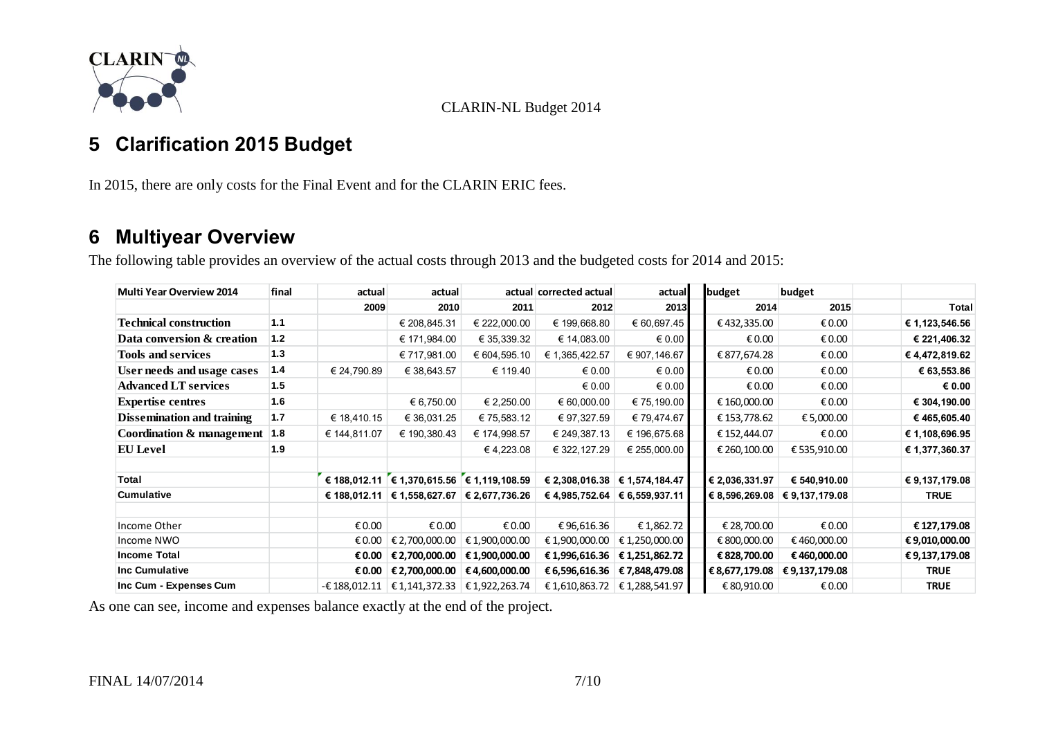## 5 Clarification 2015 Budget

In 2015, there are only costs for the Final Event and for the CLARIN ERIC fees.

## 6 Multiyear Overview

The following table provides an overview of the actual costs through 2013 and the budgeted costs for 2014 and 2015:

| Multi Year Overview 2014 | final | actual | actual | actual | corrected actual | actual | budget | budget | | |
|---|---|---|---|---|---|---|---|---|---|---|
| | | 2009 | 2010 | 2011 | 2012 | 2013 | 2014 | 2015 | | Total |
| **Technical construction** | 1.1 | | € 208,845.31 | € 222,000.00 | € 199,668.80 | € 60,697.45 | € 432,335.00 | € 0.00 | | **€ 1,123,546.56** |
| **Data conversion & creation** | 1.2 | | € 171,984.00 | € 35,339.32 | € 14,083.00 | € 0.00 | € 0.00 | € 0.00 | | **€ 221,406.32** |
| **Tools and services** | 1.3 | | € 717,981.00 | € 604,595.10 | € 1,365,422.57 | € 907,146.67 | € 877,674.28 | € 0.00 | | **€ 4,472,819.62** |
| **User needs and usage cases** | 1.4 | € 24,790.89 | € 38,643.57 | € 119.40 | € 0.00 | € 0.00 | € 0.00 | € 0.00 | | **€ 63,553.86** |
| **Advanced LT services** | 1.5 | | | | € 0.00 | € 0.00 | € 0.00 | € 0.00 | | **€ 0.00** |
| **Expertise centres** | 1.6 | | € 6,750.00 | € 2,250.00 | € 60,000.00 | € 75,190.00 | € 160,000.00 | € 0.00 | | **€ 304,190.00** |
| **Dissemination and training** | 1.7 | € 18,410.15 | € 36,031.25 | € 75,583.12 | € 97,327.59 | € 79,474.67 | € 153,778.62 | € 5,000.00 | | **€ 465,605.40** |
| **Coordination & management** | 1.8 | € 144,811.07 | € 190,380.43 | € 174,998.57 | € 249,387.13 | € 196,675.68 | € 152,444.07 | € 0.00 | | **€ 1,108,696.95** |
| **EU Level** | 1.9 | | | € 4,223.08 | € 322,127.29 | € 255,000.00 | € 260,100.00 | € 535,910.00 | | **€ 1,377,360.37** |
| | | | | | | | | | | |
| **Total** | | **€ 188,012.11** | **€ 1,370,615.56** | **€ 1,119,108.59** | **€ 2,308,016.38** | **€ 1,574,184.47** | **€ 2,036,331.97** | **€ 540,910.00** | | **€ 9,137,179.08** |
| **Cumulative** | | **€ 188,012.11** | **€ 1,558,627.67** | **€ 2,677,736.26** | **€ 4,985,752.64** | **€ 6,559,937.11** | **€ 8,596,269.08** | **€ 9,137,179.08** | | **TRUE** |
| | | | | | | | | | | |
| Income Other | | € 0.00 | € 0.00 | € 0.00 | € 96,616.36 | € 1,862.72 | € 28,700.00 | € 0.00 | | **€ 127,179.08** |
| Income NWO | | € 0.00 | € 2,700,000.00 | € 1,900,000.00 | € 1,900,000.00 | € 1,250,000.00 | € 800,000.00 | € 460,000.00 | | **€ 9,010,000.00** |
| **Income Total** | | **€ 0.00** | **€ 2,700,000.00** | **€ 1,900,000.00** | **€ 1,996,616.36** | **€ 1,251,862.72** | **€ 828,700.00** | **€ 460,000.00** | | **€ 9,137,179.08** |
| **Inc Cumulative** | | **€ 0.00** | **€ 2,700,000.00** | **€ 4,600,000.00** | **€ 6,596,616.36** | **€ 7,848,479.08** | **€ 8,677,179.08** | **€ 9,137,179.08** | | **TRUE** |
| **Inc Cum - Expenses Cum** | | -€ 188,012.11 | € 1,141,372.33 | € 1,922,263.74 | € 1,610,863.72 | € 1,288,541.97 | € 80,910.00 | € 0.00 | | **TRUE** |

As one can see, income and expenses balance exactly at the end of the project.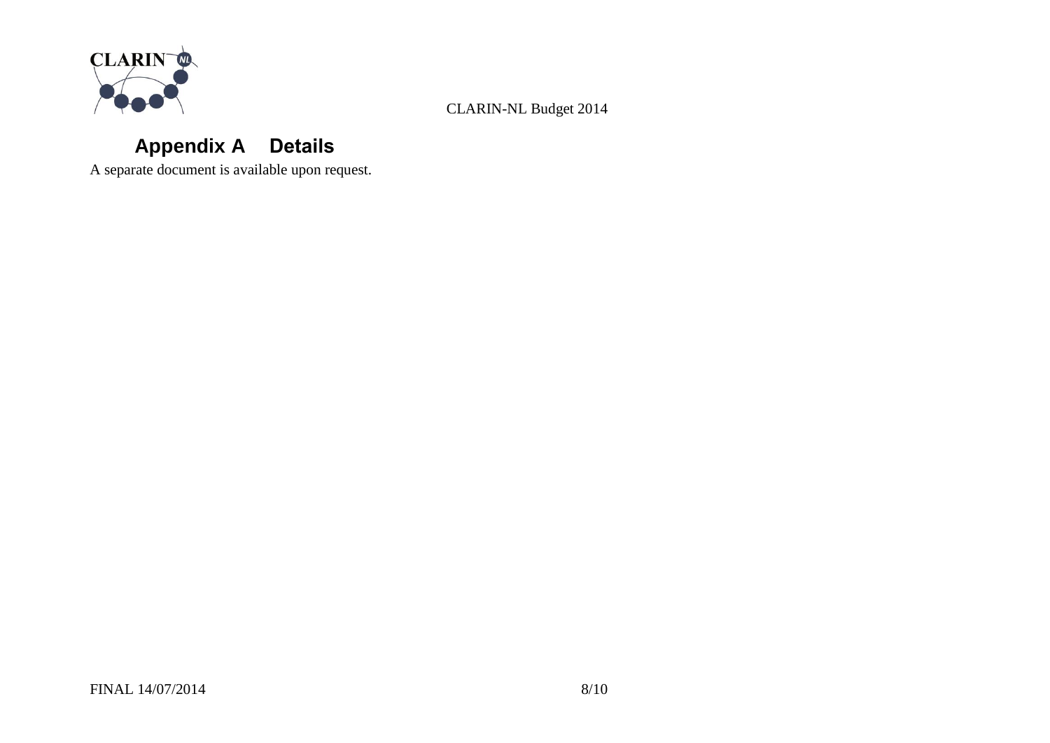# Appendix A Details

A separate document is available upon request.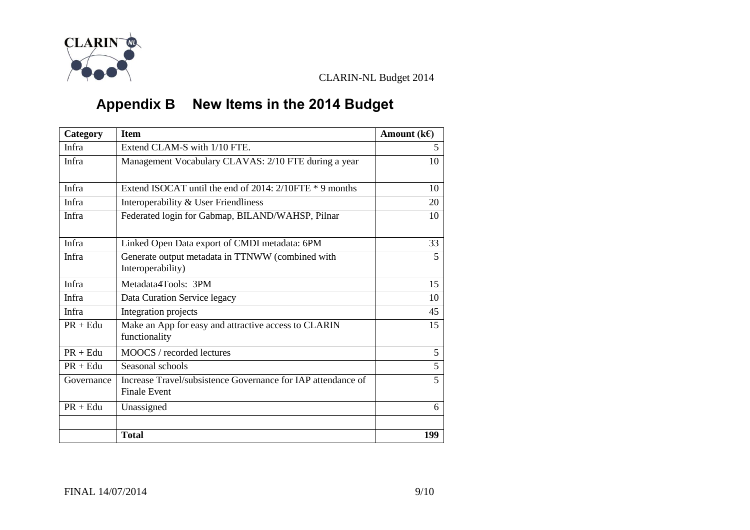## Appendix B New Items in the 2014 Budget

| Category | Item | Amount (k€) |
|---|---|---|
| Infra | Extend CLAM-S with 1/10 FTE. | 5 |
| Infra | Management Vocabulary CLAVAS: 2/10 FTE during a year | 10 |
| Infra | Extend ISOCAT until the end of 2014: 2/10FTE * 9 months | 10 |
| Infra | Interoperability & User Friendliness | 20 |
| Infra | Federated login for Gabmap, BILAND/WAHSP, Pilnar | 10 |
| Infra | Linked Open Data export of CMDI metadata: 6PM | 33 |
| Infra | Generate output metadata in TTNWW (combined with Interoperability) | 5 |
| Infra | Metadata4Tools: 3PM | 15 |
| Infra | Data Curation Service legacy | 10 |
| Infra | Integration projects | 45 |
| PR + Edu | Make an App for easy and attractive access to CLARIN functionality | 15 |
| PR + Edu | MOOCS / recorded lectures | 5 |
| PR + Edu | Seasonal schools | 5 |
| Governance | Increase Travel/subsistence Governance for IAP attendance of Finale Event | 5 |
| PR + Edu | Unassigned | 6 |
| | | |
| | **Total** | **199** |

FINAL 14/07/2014